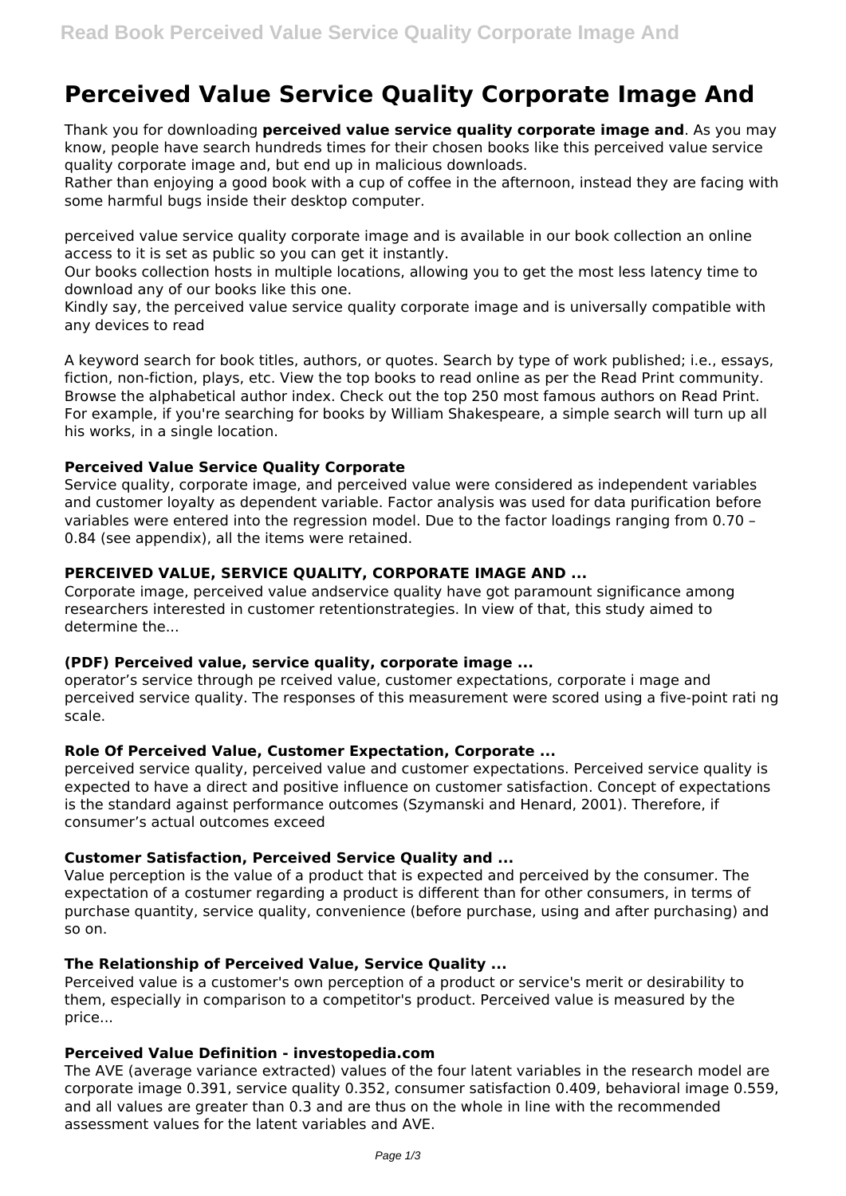# Perceived Value Service Quality Corporate Image And

Thank you for downloading **perceived value service quality corporate image and**. As you may know, people have search hundreds times for their chosen books like this perceived value service quality corporate image and, but end up in malicious downloads.

Rather than enjoying a good book with a cup of coffee in the afternoon, instead they are facing with some harmful bugs inside their desktop computer.

perceived value service quality corporate image and is available in our book collection an online access to it is set as public so you can get it instantly.

Our books collection hosts in multiple locations, allowing you to get the most less latency time to download any of our books like this one.

Kindly say, the perceived value service quality corporate image and is universally compatible with any devices to read

A keyword search for book titles, authors, or quotes. Search by type of work published; i.e., essays, fiction, non-fiction, plays, etc. View the top books to read online as per the Read Print community. Browse the alphabetical author index. Check out the top 250 most famous authors on Read Print. For example, if you're searching for books by William Shakespeare, a simple search will turn up all his works, in a single location.

### Perceived Value Service Quality Corporate

Service quality, corporate image, and perceived value were considered as independent variables and customer loyalty as dependent variable. Factor analysis was used for data purification before variables were entered into the regression model. Due to the factor loadings ranging from 0.70 – 0.84 (see appendix), all the items were retained.

### PERCEIVED VALUE, SERVICE QUALITY, CORPORATE IMAGE AND ...

Corporate image, perceived value andservice quality have got paramount significance among researchers interested in customer retentionstrategies. In view of that, this study aimed to determine the...

### (PDF) Perceived value, service quality, corporate image ...

operator's service through pe rceived value, customer expectations, corporate i mage and perceived service quality. The responses of this measurement were scored using a five-point rati ng scale.

### Role Of Perceived Value, Customer Expectation, Corporate ...

perceived service quality, perceived value and customer expectations. Perceived service quality is expected to have a direct and positive influence on customer satisfaction. Concept of expectations is the standard against performance outcomes (Szymanski and Henard, 2001). Therefore, if consumer's actual outcomes exceed

### Customer Satisfaction, Perceived Service Quality and ...

Value perception is the value of a product that is expected and perceived by the consumer. The expectation of a costumer regarding a product is different than for other consumers, in terms of purchase quantity, service quality, convenience (before purchase, using and after purchasing) and so on.

### The Relationship of Perceived Value, Service Quality ...

Perceived value is a customer's own perception of a product or service's merit or desirability to them, especially in comparison to a competitor's product. Perceived value is measured by the price...

### Perceived Value Definition - investopedia.com

The AVE (average variance extracted) values of the four latent variables in the research model are corporate image 0.391, service quality 0.352, consumer satisfaction 0.409, behavioral image 0.559, and all values are greater than 0.3 and are thus on the whole in line with the recommended assessment values for the latent variables and AVE.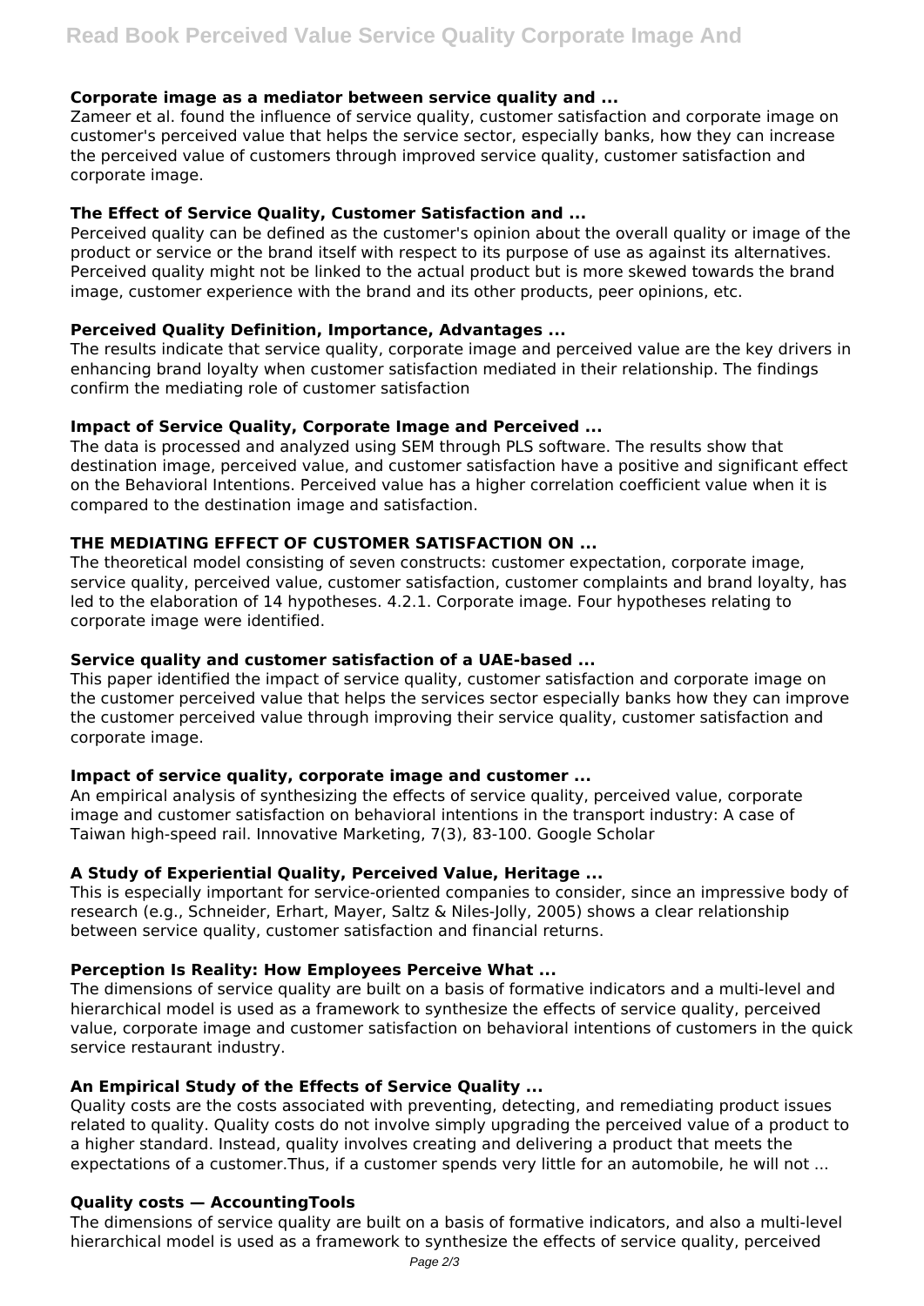### Corporate image as a mediator between service quality and ...

Zameer et al. found the influence of service quality, customer satisfaction and corporate image on customer's perceived value that helps the service sector, especially banks, how they can increase the perceived value of customers through improved service quality, customer satisfaction and corporate image.

### The Effect of Service Quality, Customer Satisfaction and ...

Perceived quality can be defined as the customer's opinion about the overall quality or image of the product or service or the brand itself with respect to its purpose of use as against its alternatives. Perceived quality might not be linked to the actual product but is more skewed towards the brand image, customer experience with the brand and its other products, peer opinions, etc.

### Perceived Quality Definition, Importance, Advantages ...

The results indicate that service quality, corporate image and perceived value are the key drivers in enhancing brand loyalty when customer satisfaction mediated in their relationship. The findings confirm the mediating role of customer satisfaction

### Impact of Service Quality, Corporate Image and Perceived ...

The data is processed and analyzed using SEM through PLS software. The results show that destination image, perceived value, and customer satisfaction have a positive and significant effect on the Behavioral Intentions. Perceived value has a higher correlation coefficient value when it is compared to the destination image and satisfaction.

### THE MEDIATING EFFECT OF CUSTOMER SATISFACTION ON ...

The theoretical model consisting of seven constructs: customer expectation, corporate image, service quality, perceived value, customer satisfaction, customer complaints and brand loyalty, has led to the elaboration of 14 hypotheses. 4.2.1. Corporate image. Four hypotheses relating to corporate image were identified.

### Service quality and customer satisfaction of a UAE-based ...

This paper identified the impact of service quality, customer satisfaction and corporate image on the customer perceived value that helps the services sector especially banks how they can improve the customer perceived value through improving their service quality, customer satisfaction and corporate image.

### Impact of service quality, corporate image and customer ...

An empirical analysis of synthesizing the effects of service quality, perceived value, corporate image and customer satisfaction on behavioral intentions in the transport industry: A case of Taiwan high-speed rail. Innovative Marketing, 7(3), 83-100. Google Scholar

### A Study of Experiential Quality, Perceived Value, Heritage ...

This is especially important for service-oriented companies to consider, since an impressive body of research (e.g., Schneider, Erhart, Mayer, Saltz & Niles-Jolly, 2005) shows a clear relationship between service quality, customer satisfaction and financial returns.

### Perception Is Reality: How Employees Perceive What ...

The dimensions of service quality are built on a basis of formative indicators and a multi-level and hierarchical model is used as a framework to synthesize the effects of service quality, perceived value, corporate image and customer satisfaction on behavioral intentions of customers in the quick service restaurant industry.

### An Empirical Study of the Effects of Service Quality ...

Quality costs are the costs associated with preventing, detecting, and remediating product issues related to quality. Quality costs do not involve simply upgrading the perceived value of a product to a higher standard. Instead, quality involves creating and delivering a product that meets the expectations of a customer.Thus, if a customer spends very little for an automobile, he will not ...

### Quality costs — AccountingTools

The dimensions of service quality are built on a basis of formative indicators, and also a multi-level hierarchical model is used as a framework to synthesize the effects of service quality, perceived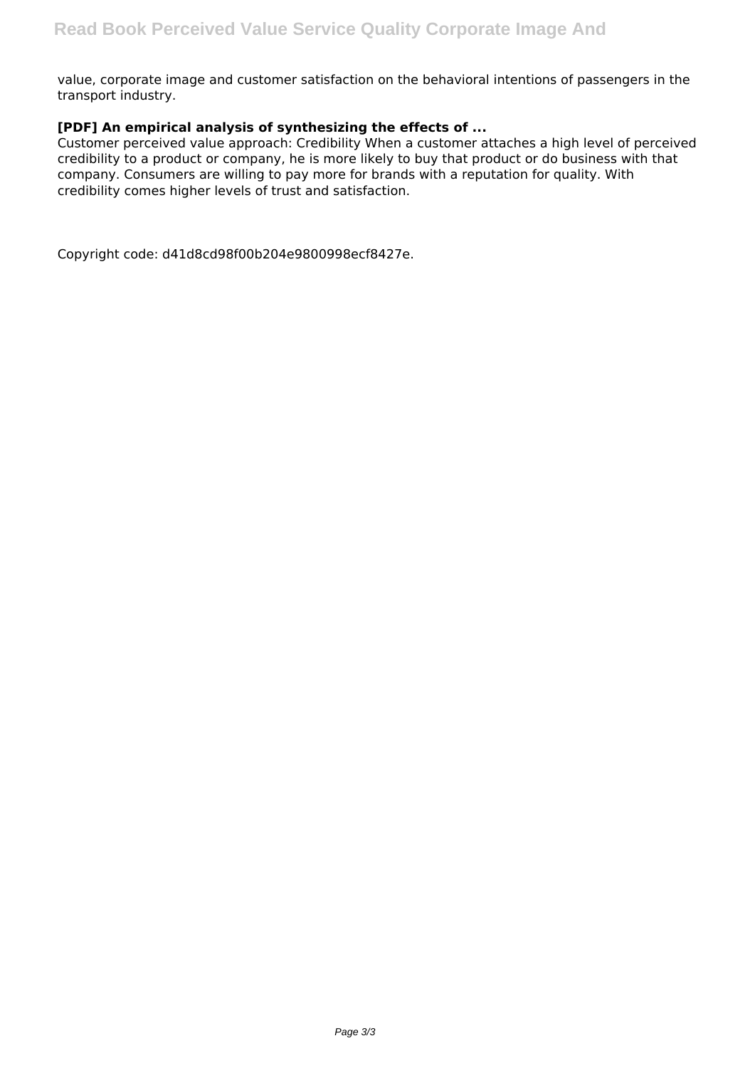value, corporate image and customer satisfaction on the behavioral intentions of passengers in the transport industry.

**[PDF] An empirical analysis of synthesizing the effects of ...**

Customer perceived value approach: Credibility When a customer attaches a high level of perceived credibility to a product or company, he is more likely to buy that product or do business with that company. Consumers are willing to pay more for brands with a reputation for quality. With credibility comes higher levels of trust and satisfaction.

Copyright code: d41d8cd98f00b204e9800998ecf8427e.